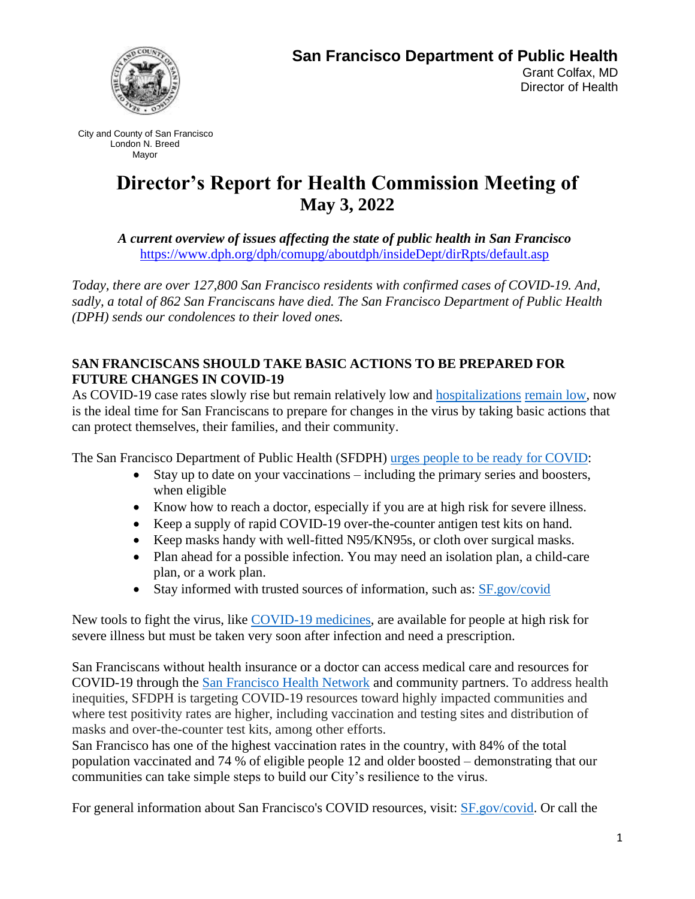**San Francisco Department of Public Health**
Grant Colfax, MD
Director of Health

City and County of San Francisco
London N. Breed
Mayor

# Director's Report for Health Commission Meeting of May 3, 2022

***A current overview of issues affecting the state of public health in San Francisco***
https://www.dph.org/dph/comupg/aboutdph/insideDept/dirRpts/default.asp

*Today, there are over 127,800 San Francisco residents with confirmed cases of COVID-19. And, sadly, a total of 862 San Franciscans have died. The San Francisco Department of Public Health (DPH) sends our condolences to their loved ones.*

## SAN FRANCISCANS SHOULD TAKE BASIC ACTIONS TO BE PREPARED FOR FUTURE CHANGES IN COVID-19

As COVID-19 case rates slowly rise but remain relatively low and hospitalizations remain low, now is the ideal time for San Franciscans to prepare for changes in the virus by taking basic actions that can protect themselves, their families, and their community.

The San Francisco Department of Public Health (SFDPH) urges people to be ready for COVID:

- Stay up to date on your vaccinations – including the primary series and boosters, when eligible
- Know how to reach a doctor, especially if you are at high risk for severe illness.
- Keep a supply of rapid COVID-19 over-the-counter antigen test kits on hand.
- Keep masks handy with well-fitted N95/KN95s, or cloth over surgical masks.
- Plan ahead for a possible infection. You may need an isolation plan, a child-care plan, or a work plan.
- Stay informed with trusted sources of information, such as: SF.gov/covid

New tools to fight the virus, like COVID-19 medicines, are available for people at high risk for severe illness but must be taken very soon after infection and need a prescription.

San Franciscans without health insurance or a doctor can access medical care and resources for COVID-19 through the San Francisco Health Network and community partners. To address health inequities, SFDPH is targeting COVID-19 resources toward highly impacted communities and where test positivity rates are higher, including vaccination and testing sites and distribution of masks and over-the-counter test kits, among other efforts.
San Francisco has one of the highest vaccination rates in the country, with 84% of the total population vaccinated and 74 % of eligible people 12 and older boosted – demonstrating that our communities can take simple steps to build our City's resilience to the virus.

For general information about San Francisco's COVID resources, visit: SF.gov/covid. Or call the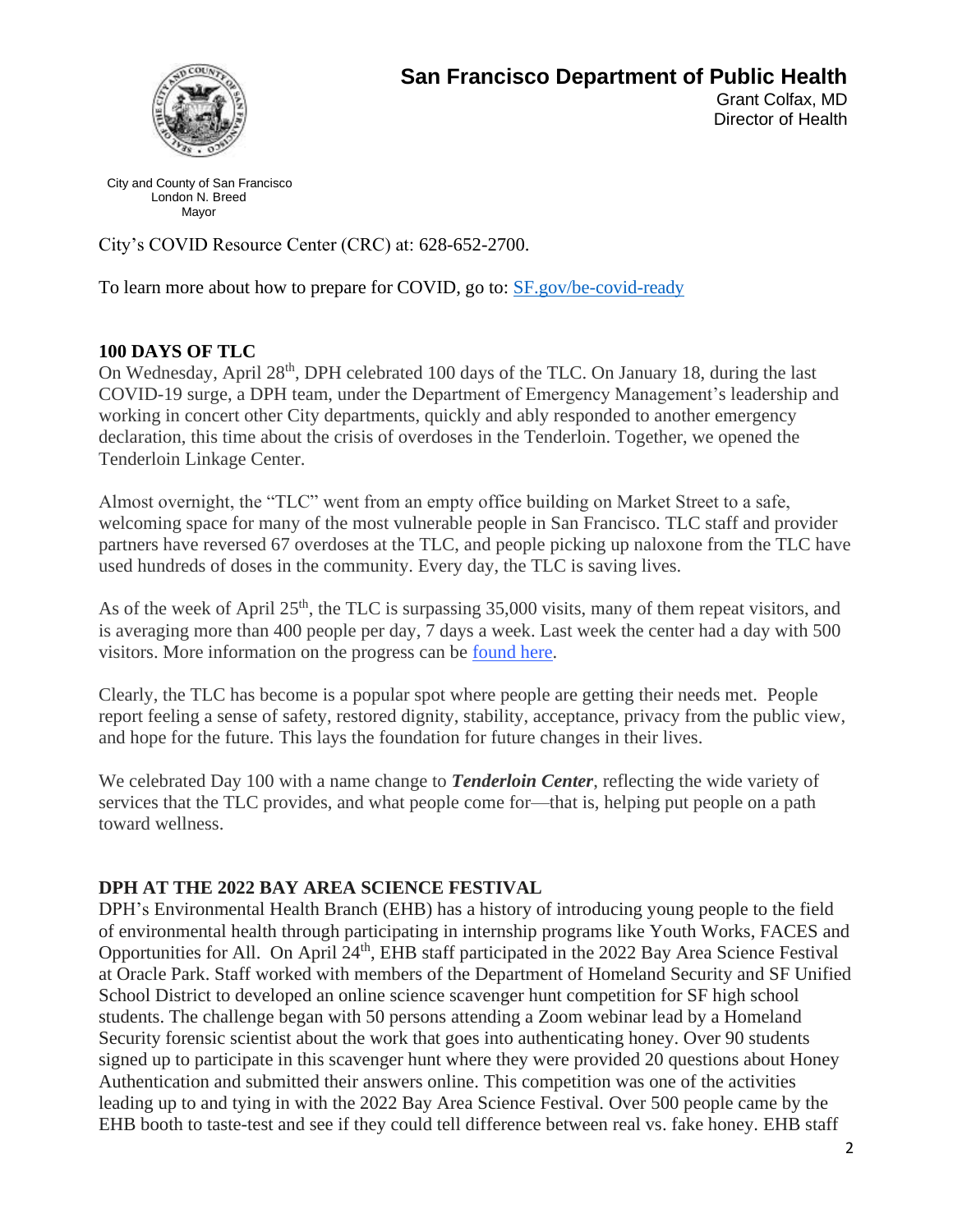City's COVID Resource Center (CRC) at: 628-652-2700.

To learn more about how to prepare for COVID, go to: [SF.gov/be-covid-ready](SF.gov/be-covid-ready)

## 100 DAYS OF TLC

On Wednesday, April 28th, DPH celebrated 100 days of the TLC. On January 18, during the last COVID-19 surge, a DPH team, under the Department of Emergency Management's leadership and working in concert other City departments, quickly and ably responded to another emergency declaration, this time about the crisis of overdoses in the Tenderloin. Together, we opened the Tenderloin Linkage Center.

Almost overnight, the "TLC" went from an empty office building on Market Street to a safe, welcoming space for many of the most vulnerable people in San Francisco. TLC staff and provider partners have reversed 67 overdoses at the TLC, and people picking up naloxone from the TLC have used hundreds of doses in the community. Every day, the TLC is saving lives.

As of the week of April 25th, the TLC is surpassing 35,000 visits, many of them repeat visitors, and is averaging more than 400 people per day, 7 days a week. Last week the center had a day with 500 visitors. More information on the progress can be found here.

Clearly, the TLC has become is a popular spot where people are getting their needs met. People report feeling a sense of safety, restored dignity, stability, acceptance, privacy from the public view, and hope for the future. This lays the foundation for future changes in their lives.

We celebrated Day 100 with a name change to ***Tenderloin Center***, reflecting the wide variety of services that the TLC provides, and what people come for—that is, helping put people on a path toward wellness.

## DPH AT THE 2022 BAY AREA SCIENCE FESTIVAL

DPH's Environmental Health Branch (EHB) has a history of introducing young people to the field of environmental health through participating in internship programs like Youth Works, FACES and Opportunities for All. On April 24th, EHB staff participated in the 2022 Bay Area Science Festival at Oracle Park. Staff worked with members of the Department of Homeland Security and SF Unified School District to developed an online science scavenger hunt competition for SF high school students. The challenge began with 50 persons attending a Zoom webinar lead by a Homeland Security forensic scientist about the work that goes into authenticating honey. Over 90 students signed up to participate in this scavenger hunt where they were provided 20 questions about Honey Authentication and submitted their answers online. This competition was one of the activities leading up to and tying in with the 2022 Bay Area Science Festival. Over 500 people came by the EHB booth to taste-test and see if they could tell difference between real vs. fake honey. EHB staff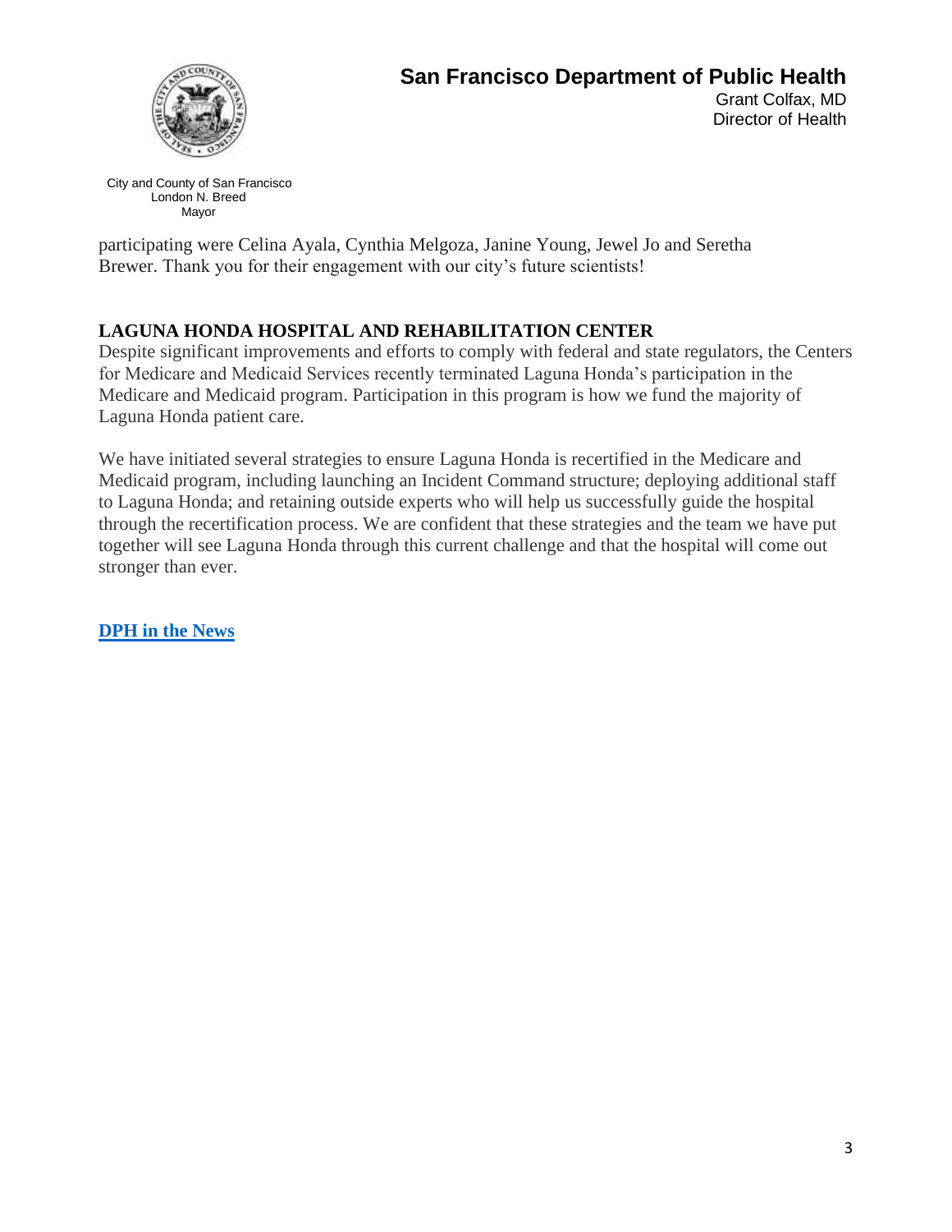participating were Celina Ayala, Cynthia Melgoza, Janine Young, Jewel Jo and Seretha Brewer. Thank you for their engagement with our city's future scientists!

## LAGUNA HONDA HOSPITAL AND REHABILITATION CENTER

Despite significant improvements and efforts to comply with federal and state regulators, the Centers for Medicare and Medicaid Services recently terminated Laguna Honda's participation in the Medicare and Medicaid program. Participation in this program is how we fund the majority of Laguna Honda patient care.

We have initiated several strategies to ensure Laguna Honda is recertified in the Medicare and Medicaid program, including launching an Incident Command structure; deploying additional staff to Laguna Honda; and retaining outside experts who will help us successfully guide the hospital through the recertification process. We are confident that these strategies and the team we have put together will see Laguna Honda through this current challenge and that the hospital will come out stronger than ever.

**DPH in the News**